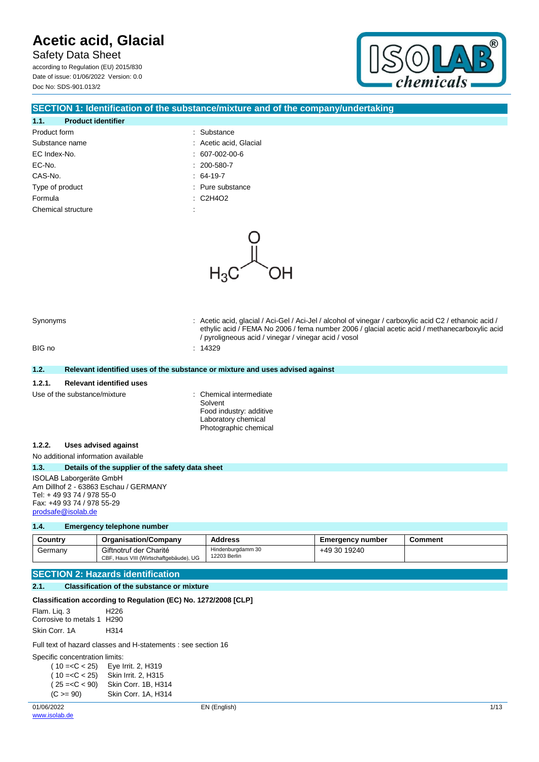# Acetic acid, Glacial

Safety Data Sheet

according to Regulation (EU) 2015/830
Date of issue: 01/06/2022 Version: 0.0
Doc No: SDS-901.013/2

## SECTION 1: Identification of the substance/mixture and of the company/undertaking

### 1.1. Product identifier

| | |
|---|---|
| Product form | : Substance |
| Substance name | : Acetic acid, Glacial |
| EC Index-No. | : 607-002-00-6 |
| EC-No. | : 200-580-7 |
| CAS-No. | : 64-19-7 |
| Type of product | : Pure substance |
| Formula | : C2H4O2 |
| Chemical structure | : |

$H_3C-C(=O)-OH$

| | |
|---|---|
| Synonyms | : Acetic acid, glacial / Aci-Gel / Aci-Jel / alcohol of vinegar / carboxylic acid C2 / ethanoic acid / ethylic acid / FEMA No 2006 / fema number 2006 / glacial acetic acid / methanecarboxylic acid / pyroligneous acid / vinegar / vinegar acid / vosol |
| BIG no | : 14329 |

### 1.2. Relevant identified uses of the substance or mixture and uses advised against

#### 1.2.1. Relevant identified uses

Use of the substance/mixture : Chemical intermediate
Solvent
Food industry: additive
Laboratory chemical
Photographic chemical

#### 1.2.2. Uses advised against

No additional information available

### 1.3. Details of the supplier of the safety data sheet

ISOLAB Laborgeräte GmbH
Am Dillhof 2 - 63863 Eschau / GERMANY
Tel: + 49 93 74 / 978 55-0
Fax: +49 93 74 / 978 55-29
prodsafe@isolab.de

### 1.4. Emergency telephone number

| Country | Organisation/Company | Address | Emergency number | Comment |
|---|---|---|---|---|
| Germany | Giftnotruf der Charité<br>CBF, Haus VIII (Wirtschaftgebäude), UG | Hindenburgdamm 30<br>12203 Berlin | +49 30 19240 | |

## SECTION 2: Hazards identification

### 2.1. Classification of the substance or mixture

**Classification according to Regulation (EC) No. 1272/2008 [CLP]**

| | |
|---|---|
| Flam. Liq. 3 | H226 |
| Corrosive to metals 1 | H290 |
| Skin Corr. 1A | H314 |

Full text of hazard classes and H-statements : see section 16

Specific concentration limits:

| | |
|---|---|
| ( 10 =<C < 25) | Eye Irrit. 2, H319 |
| ( 10 =<C < 25) | Skin Irrit. 2, H315 |
| ( 25 =<C < 90) | Skin Corr. 1B, H314 |
| (C >= 90) | Skin Corr. 1A, H314 |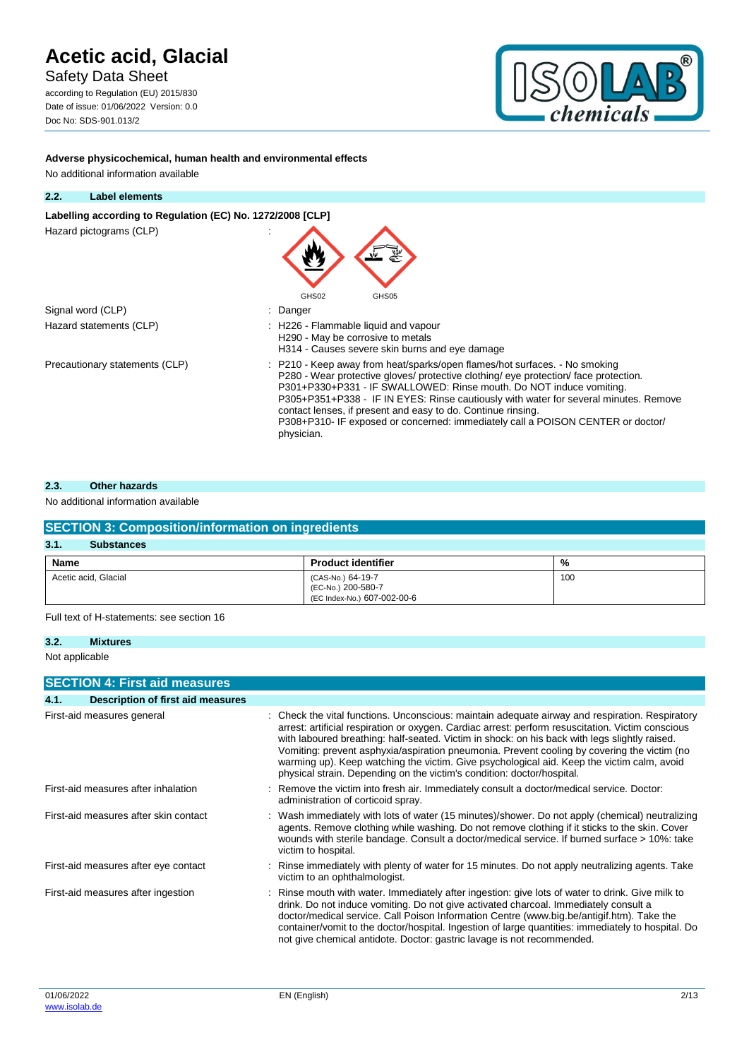**Adverse physicochemical, human health and environmental effects**

No additional information available

### 2.2. Label elements

**Labelling according to Regulation (EC) No. 1272/2008 [CLP]**

Hazard pictograms (CLP) :

GHS02 GHS05

Signal word (CLP) : Danger

Hazard statements (CLP) : H226 - Flammable liquid and vapour
H290 - May be corrosive to metals
H314 - Causes severe skin burns and eye damage

Precautionary statements (CLP) : P210 - Keep away from heat/sparks/open flames/hot surfaces. - No smoking
P280 - Wear protective gloves/ protective clothing/ eye protection/ face protection.
P301+P330+P331 - IF SWALLOWED: Rinse mouth. Do NOT induce vomiting.
P305+P351+P338 - IF IN EYES: Rinse cautiously with water for several minutes. Remove contact lenses, if present and easy to do. Continue rinsing.
P308+P310- IF exposed or concerned: immediately call a POISON CENTER or doctor/ physician.

### 2.3. Other hazards

No additional information available

## SECTION 3: Composition/information on ingredients

### 3.1. Substances

| Name | Product identifier | % |
|---|---|---|
| Acetic acid, Glacial | (CAS-No.) 64-19-7<br>(EC-No.) 200-580-7<br>(EC Index-No.) 607-002-00-6 | 100 |

Full text of H-statements: see section 16

### 3.2. Mixtures

Not applicable

## SECTION 4: First aid measures

### 4.1. Description of first aid measures

First-aid measures general : Check the vital functions. Unconscious: maintain adequate airway and respiration. Respiratory arrest: artificial respiration or oxygen. Cardiac arrest: perform resuscitation. Victim conscious with laboured breathing: half-seated. Victim in shock: on his back with legs slightly raised. Vomiting: prevent asphyxia/aspiration pneumonia. Prevent cooling by covering the victim (no warming up). Keep watching the victim. Give psychological aid. Keep the victim calm, avoid physical strain. Depending on the victim's condition: doctor/hospital.

First-aid measures after inhalation : Remove the victim into fresh air. Immediately consult a doctor/medical service. Doctor: administration of corticoid spray.

First-aid measures after skin contact : Wash immediately with lots of water (15 minutes)/shower. Do not apply (chemical) neutralizing agents. Remove clothing while washing. Do not remove clothing if it sticks to the skin. Cover wounds with sterile bandage. Consult a doctor/medical service. If burned surface > 10%: take victim to hospital.

First-aid measures after eye contact : Rinse immediately with plenty of water for 15 minutes. Do not apply neutralizing agents. Take victim to an ophthalmologist.

First-aid measures after ingestion : Rinse mouth with water. Immediately after ingestion: give lots of water to drink. Give milk to drink. Do not induce vomiting. Do not give activated charcoal. Immediately consult a doctor/medical service. Call Poison Information Centre (www.big.be/antigif.htm). Take the container/vomit to the doctor/hospital. Ingestion of large quantities: immediately to hospital. Do not give chemical antidote. Doctor: gastric lavage is not recommended.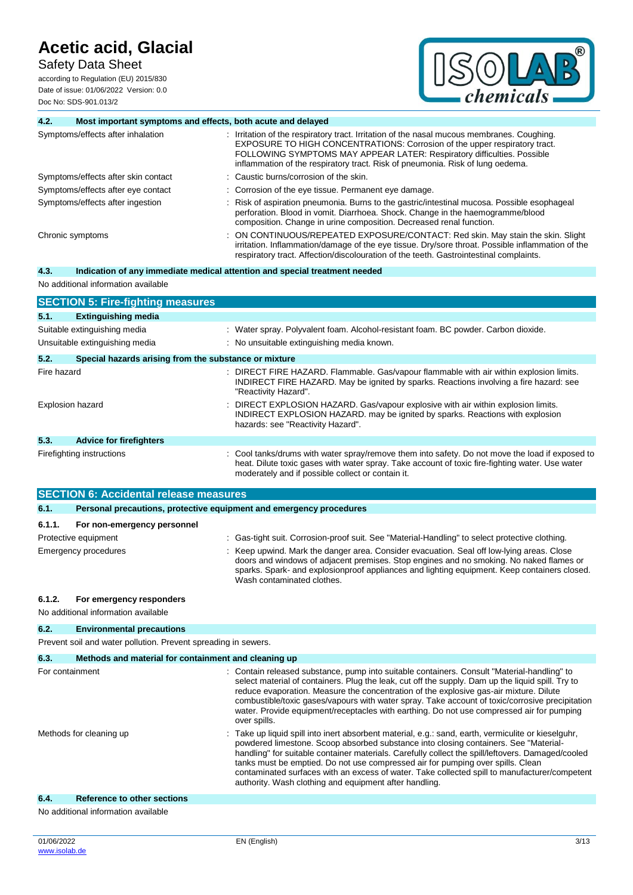### 4.2. Most important symptoms and effects, both acute and delayed

| | |
|---|---|
| Symptoms/effects after inhalation | : Irritation of the respiratory tract. Irritation of the nasal mucous membranes. Coughing. EXPOSURE TO HIGH CONCENTRATIONS: Corrosion of the upper respiratory tract. FOLLOWING SYMPTOMS MAY APPEAR LATER: Respiratory difficulties. Possible inflammation of the respiratory tract. Risk of pneumonia. Risk of lung oedema. |
| Symptoms/effects after skin contact | : Caustic burns/corrosion of the skin. |
| Symptoms/effects after eye contact | : Corrosion of the eye tissue. Permanent eye damage. |
| Symptoms/effects after ingestion | : Risk of aspiration pneumonia. Burns to the gastric/intestinal mucosa. Possible esophageal perforation. Blood in vomit. Diarrhoea. Shock. Change in the haemogramme/blood composition. Change in urine composition. Decreased renal function. |
| Chronic symptoms | : ON CONTINUOUS/REPEATED EXPOSURE/CONTACT: Red skin. May stain the skin. Slight irritation. Inflammation/damage of the eye tissue. Dry/sore throat. Possible inflammation of the respiratory tract. Affection/discolouration of the teeth. Gastrointestinal complaints. |

### 4.3. Indication of any immediate medical attention and special treatment needed

No additional information available

## SECTION 5: Fire-fighting measures

### 5.1. Extinguishing media

| | |
|---|---|
| Suitable extinguishing media | : Water spray. Polyvalent foam. Alcohol-resistant foam. BC powder. Carbon dioxide. |
| Unsuitable extinguishing media | : No unsuitable extinguishing media known. |

### 5.2. Special hazards arising from the substance or mixture

| | |
|---|---|
| Fire hazard | : DIRECT FIRE HAZARD. Flammable. Gas/vapour flammable with air within explosion limits. INDIRECT FIRE HAZARD. May be ignited by sparks. Reactions involving a fire hazard: see "Reactivity Hazard". |
| Explosion hazard | : DIRECT EXPLOSION HAZARD. Gas/vapour explosive with air within explosion limits. INDIRECT EXPLOSION HAZARD. may be ignited by sparks. Reactions with explosion hazards: see "Reactivity Hazard". |

### 5.3. Advice for firefighters

| | |
|---|---|
| Firefighting instructions | : Cool tanks/drums with water spray/remove them into safety. Do not move the load if exposed to heat. Dilute toxic gases with water spray. Take account of toxic fire-fighting water. Use water moderately and if possible collect or contain it. |

## SECTION 6: Accidental release measures

### 6.1. Personal precautions, protective equipment and emergency procedures

#### 6.1.1. For non-emergency personnel

| | |
|---|---|
| Protective equipment | : Gas-tight suit. Corrosion-proof suit. See "Material-Handling" to select protective clothing. |
| Emergency procedures | : Keep upwind. Mark the danger area. Consider evacuation. Seal off low-lying areas. Close doors and windows of adjacent premises. Stop engines and no smoking. No naked flames or sparks. Spark- and explosionproof appliances and lighting equipment. Keep containers closed. Wash contaminated clothes. |

#### 6.1.2. For emergency responders

No additional information available

### 6.2. Environmental precautions

Prevent soil and water pollution. Prevent spreading in sewers.

### 6.3. Methods and material for containment and cleaning up

| | |
|---|---|
| For containment | : Contain released substance, pump into suitable containers. Consult "Material-handling" to select material of containers. Plug the leak, cut off the supply. Dam up the liquid spill. Try to reduce evaporation. Measure the concentration of the explosive gas-air mixture. Dilute combustible/toxic gases/vapours with water spray. Take account of toxic/corrosive precipitation water. Provide equipment/receptacles with earthing. Do not use compressed air for pumping over spills. |
| Methods for cleaning up | : Take up liquid spill into inert absorbent material, e.g.: sand, earth, vermiculite or kieselguhr, powdered limestone. Scoop absorbed substance into closing containers. See "Material-handling" for suitable container materials. Carefully collect the spill/leftovers. Damaged/cooled tanks must be emptied. Do not use compressed air for pumping over spills. Clean contaminated surfaces with an excess of water. Take collected spill to manufacturer/competent authority. Wash clothing and equipment after handling. |

### 6.4. Reference to other sections

No additional information available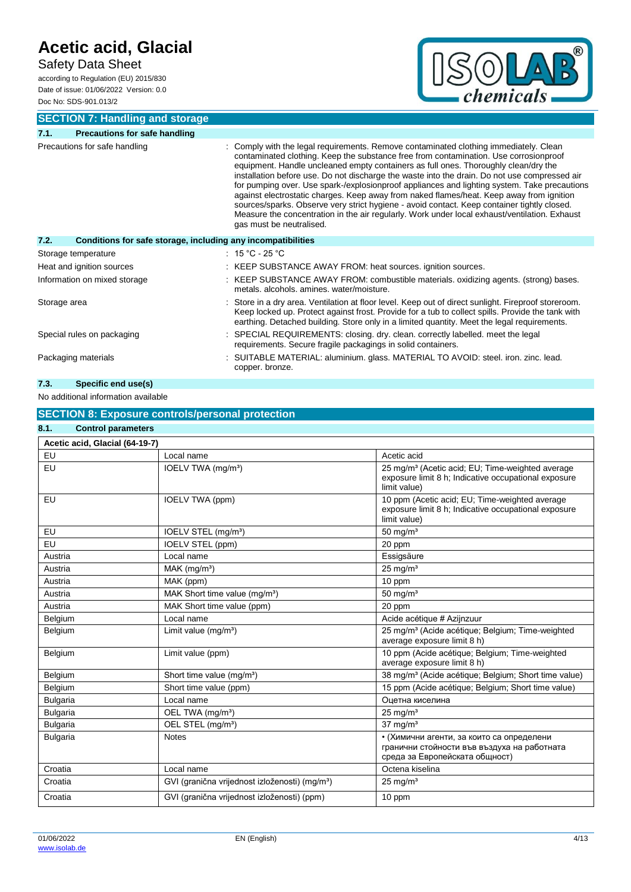## SECTION 7: Handling and storage

### 7.1. Precautions for safe handling

| | |
|---|---|
| Precautions for safe handling | : Comply with the legal requirements. Remove contaminated clothing immediately. Clean contaminated clothing. Keep the substance free from contamination. Use corrosionproof equipment. Handle uncleaned empty containers as full ones. Thoroughly clean/dry the installation before use. Do not discharge the waste into the drain. Do not use compressed air for pumping over. Use spark-/explosionproof appliances and lighting system. Take precautions against electrostatic charges. Keep away from naked flames/heat. Keep away from ignition sources/sparks. Observe very strict hygiene - avoid contact. Keep container tightly closed. Measure the concentration in the air regularly. Work under local exhaust/ventilation. Exhaust gas must be neutralised. |

### 7.2. Conditions for safe storage, including any incompatibilities

| | |
|---|---|
| Storage temperature | : 15 °C - 25 °C |
| Heat and ignition sources | : KEEP SUBSTANCE AWAY FROM: heat sources. ignition sources. |
| Information on mixed storage | : KEEP SUBSTANCE AWAY FROM: combustible materials. oxidizing agents. (strong) bases. metals. alcohols. amines. water/moisture. |
| Storage area | : Store in a dry area. Ventilation at floor level. Keep out of direct sunlight. Fireproof storeroom. Keep locked up. Protect against frost. Provide for a tub to collect spills. Provide the tank with earthing. Detached building. Store only in a limited quantity. Meet the legal requirements. |
| Special rules on packaging | : SPECIAL REQUIREMENTS: closing. dry. clean. correctly labelled. meet the legal requirements. Secure fragile packagings in solid containers. |
| Packaging materials | : SUITABLE MATERIAL: aluminium. glass. MATERIAL TO AVOID: steel. iron. zinc. lead. copper. bronze. |

### 7.3. Specific end use(s)

No additional information available

## SECTION 8: Exposure controls/personal protection

### 8.1. Control parameters

| Acetic acid, Glacial (64-19-7) | | |
|---|---|---|
| EU | Local name | Acetic acid |
| EU | IOELV TWA (mg/m³) | 25 mg/m³ (Acetic acid; EU; Time-weighted average exposure limit 8 h; Indicative occupational exposure limit value) |
| EU | IOELV TWA (ppm) | 10 ppm (Acetic acid; EU; Time-weighted average exposure limit 8 h; Indicative occupational exposure limit value) |
| EU | IOELV STEL (mg/m³) | 50 mg/m³ |
| EU | IOELV STEL (ppm) | 20 ppm |
| Austria | Local name | Essigsäure |
| Austria | MAK (mg/m³) | 25 mg/m³ |
| Austria | MAK (ppm) | 10 ppm |
| Austria | MAK Short time value (mg/m³) | 50 mg/m³ |
| Austria | MAK Short time value (ppm) | 20 ppm |
| Belgium | Local name | Acide acétique # Azijnzuur |
| Belgium | Limit value (mg/m³) | 25 mg/m³ (Acide acétique; Belgium; Time-weighted average exposure limit 8 h) |
| Belgium | Limit value (ppm) | 10 ppm (Acide acétique; Belgium; Time-weighted average exposure limit 8 h) |
| Belgium | Short time value (mg/m³) | 38 mg/m³ (Acide acétique; Belgium; Short time value) |
| Belgium | Short time value (ppm) | 15 ppm (Acide acétique; Belgium; Short time value) |
| Bulgaria | Local name | Оцетна киселина |
| Bulgaria | OEL TWA (mg/m³) | 25 mg/m³ |
| Bulgaria | OEL STEL (mg/m³) | 37 mg/m³ |
| Bulgaria | Notes | • (Химични агенти, за които са определени гранични стойности във въздуха на работната среда за Европейската общност) |
| Croatia | Local name | Octena kiselina |
| Croatia | GVI (granična vrijednost izloženosti) (mg/m³) | 25 mg/m³ |
| Croatia | GVI (granična vrijednost izloženosti) (ppm) | 10 ppm |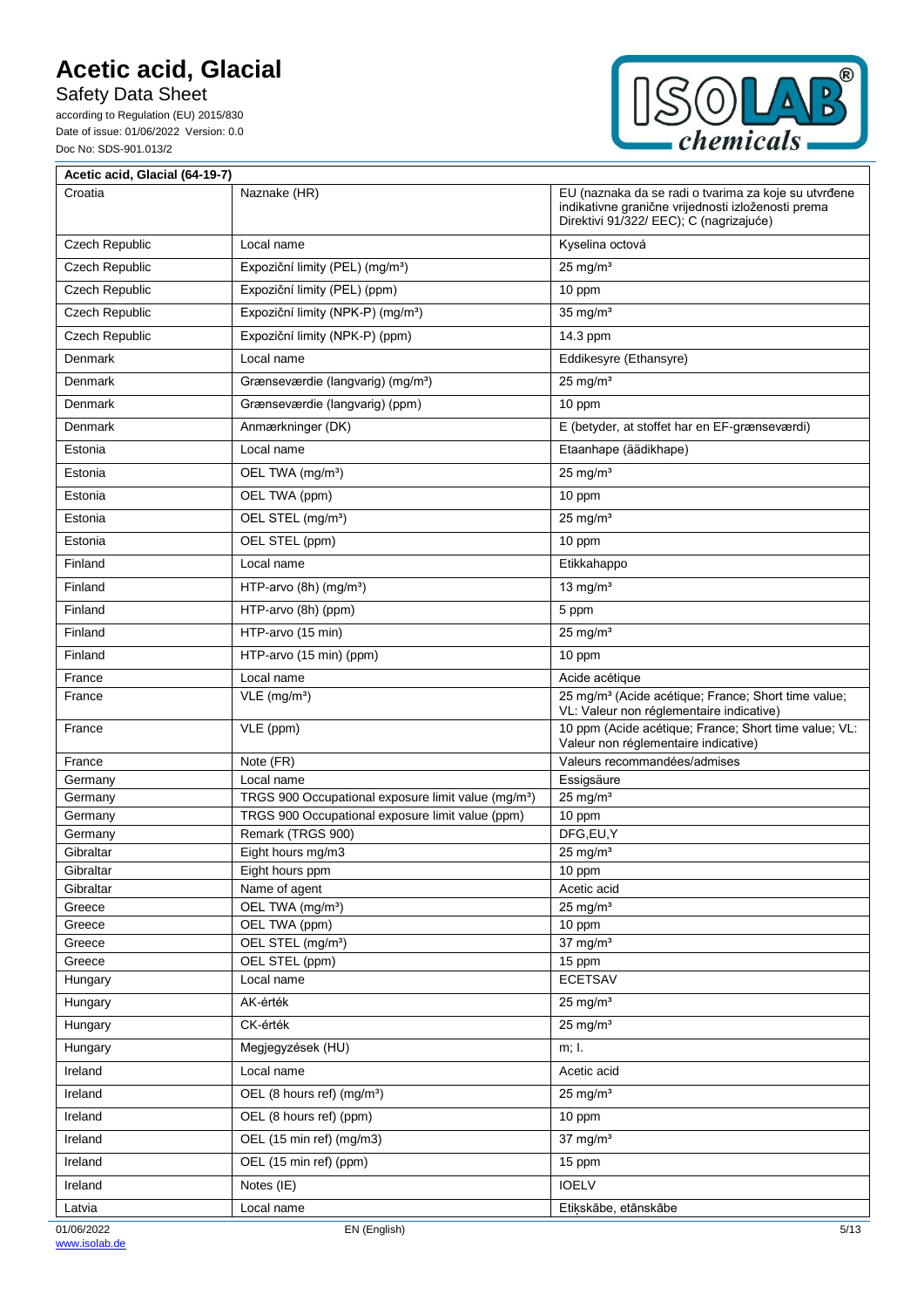| Acetic acid, Glacial (64-19-7) | | |
|---|---|---|
| Croatia | Naznake (HR) | EU (naznaka da se radi o tvarima za koje su utvrđene indikativne granične vrijednosti izloženosti prema Direktivi 91/322/ EEC); C (nagrizajuće) |
| Czech Republic | Local name | Kyselina octová |
| Czech Republic | Expoziční limity (PEL) (mg/m³) | 25 mg/m³ |
| Czech Republic | Expoziční limity (PEL) (ppm) | 10 ppm |
| Czech Republic | Expoziční limity (NPK-P) (mg/m³) | 35 mg/m³ |
| Czech Republic | Expoziční limity (NPK-P) (ppm) | 14.3 ppm |
| Denmark | Local name | Eddikesyre (Ethansyre) |
| Denmark | Grænseværdie (langvarig) (mg/m³) | 25 mg/m³ |
| Denmark | Grænseværdie (langvarig) (ppm) | 10 ppm |
| Denmark | Anmærkninger (DK) | E (betyder, at stoffet har en EF-grænseværdi) |
| Estonia | Local name | Etaanhape (äädikhape) |
| Estonia | OEL TWA (mg/m³) | 25 mg/m³ |
| Estonia | OEL TWA (ppm) | 10 ppm |
| Estonia | OEL STEL (mg/m³) | 25 mg/m³ |
| Estonia | OEL STEL (ppm) | 10 ppm |
| Finland | Local name | Etikkahappo |
| Finland | HTP-arvo (8h) (mg/m³) | 13 mg/m³ |
| Finland | HTP-arvo (8h) (ppm) | 5 ppm |
| Finland | HTP-arvo (15 min) | 25 mg/m³ |
| Finland | HTP-arvo (15 min) (ppm) | 10 ppm |
| France | Local name | Acide acétique |
| France | VLE (mg/m³) | 25 mg/m³ (Acide acétique; France; Short time value; VL: Valeur non réglementaire indicative) |
| France | VLE (ppm) | 10 ppm (Acide acétique; France; Short time value; VL: Valeur non réglementaire indicative) |
| France | Note (FR) | Valeurs recommandées/admises |
| Germany | Local name | Essigsäure |
| Germany | TRGS 900 Occupational exposure limit value (mg/m³) | 25 mg/m³ |
| Germany | TRGS 900 Occupational exposure limit value (ppm) | 10 ppm |
| Germany | Remark (TRGS 900) | DFG,EU,Y |
| Gibraltar | Eight hours mg/m3 | 25 mg/m³ |
| Gibraltar | Eight hours ppm | 10 ppm |
| Gibraltar | Name of agent | Acetic acid |
| Greece | OEL TWA (mg/m³) | 25 mg/m³ |
| Greece | OEL TWA (ppm) | 10 ppm |
| Greece | OEL STEL (mg/m³) | 37 mg/m³ |
| Greece | OEL STEL (ppm) | 15 ppm |
| Hungary | Local name | ECETSAV |
| Hungary | AK-érték | 25 mg/m³ |
| Hungary | CK-érték | 25 mg/m³ |
| Hungary | Megjegyzések (HU) | m; I. |
| Ireland | Local name | Acetic acid |
| Ireland | OEL (8 hours ref) (mg/m³) | 25 mg/m³ |
| Ireland | OEL (8 hours ref) (ppm) | 10 ppm |
| Ireland | OEL (15 min ref) (mg/m3) | 37 mg/m³ |
| Ireland | OEL (15 min ref) (ppm) | 15 ppm |
| Ireland | Notes (IE) | IOELV |
| Latvia | Local name | Etiķskābe, etānskābe |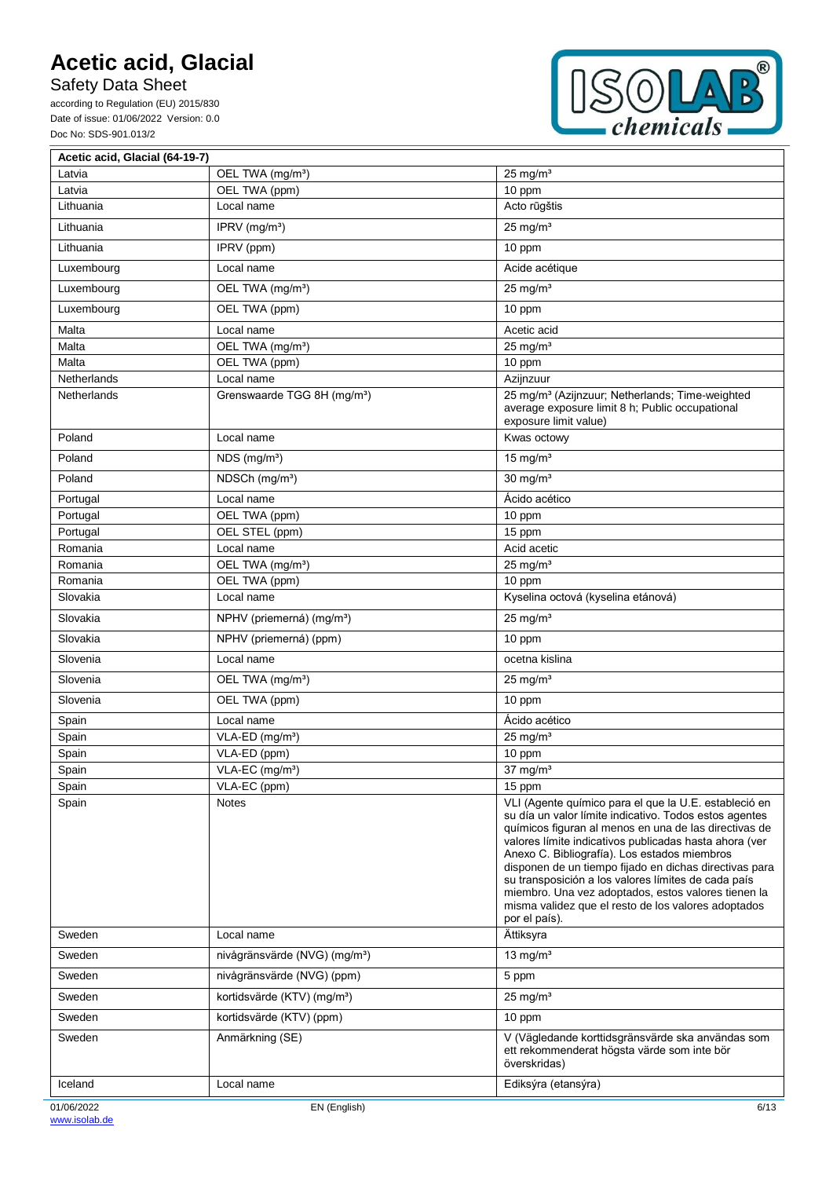| Acetic acid, Glacial (64-19-7) | | |
|---|---|---|
| Latvia | OEL TWA (mg/m³) | 25 mg/m³ |
| Latvia | OEL TWA (ppm) | 10 ppm |
| Lithuania | Local name | Acto rūgštis |
| Lithuania | IPRV (mg/m³) | 25 mg/m³ |
| Lithuania | IPRV (ppm) | 10 ppm |
| Luxembourg | Local name | Acide acétique |
| Luxembourg | OEL TWA (mg/m³) | 25 mg/m³ |
| Luxembourg | OEL TWA (ppm) | 10 ppm |
| Malta | Local name | Acetic acid |
| Malta | OEL TWA (mg/m³) | 25 mg/m³ |
| Malta | OEL TWA (ppm) | 10 ppm |
| Netherlands | Local name | Azijnzuur |
| Netherlands | Grenswaarde TGG 8H (mg/m³) | 25 mg/m³ (Azijnzuur; Netherlands; Time-weighted average exposure limit 8 h; Public occupational exposure limit value) |
| Poland | Local name | Kwas octowy |
| Poland | NDS (mg/m³) | 15 mg/m³ |
| Poland | NDSCh (mg/m³) | 30 mg/m³ |
| Portugal | Local name | Ácido acético |
| Portugal | OEL TWA (ppm) | 10 ppm |
| Portugal | OEL STEL (ppm) | 15 ppm |
| Romania | Local name | Acid acetic |
| Romania | OEL TWA (mg/m³) | 25 mg/m³ |
| Romania | OEL TWA (ppm) | 10 ppm |
| Slovakia | Local name | Kyselina octová (kyselina etánová) |
| Slovakia | NPHV (priemerná) (mg/m³) | 25 mg/m³ |
| Slovakia | NPHV (priemerná) (ppm) | 10 ppm |
| Slovenia | Local name | ocetna kislina |
| Slovenia | OEL TWA (mg/m³) | 25 mg/m³ |
| Slovenia | OEL TWA (ppm) | 10 ppm |
| Spain | Local name | Ácido acético |
| Spain | VLA-ED (mg/m³) | 25 mg/m³ |
| Spain | VLA-ED (ppm) | 10 ppm |
| Spain | VLA-EC (mg/m³) | 37 mg/m³ |
| Spain | VLA-EC (ppm) | 15 ppm |
| Spain | Notes | VLI (Agente químico para el que la U.E. estableció en su día un valor límite indicativo. Todos estos agentes químicos figuran al menos en una de las directivas de valores límite indicativos publicadas hasta ahora (ver Anexo C. Bibliografía). Los estados miembros disponen de un tiempo fijado en dichas directivas para su transposición a los valores límites de cada país miembro. Una vez adoptados, estos valores tienen la misma validez que el resto de los valores adoptados por el país). |
| Sweden | Local name | Ättiksyra |
| Sweden | nivågränsvärde (NVG) (mg/m³) | 13 mg/m³ |
| Sweden | nivågränsvärde (NVG) (ppm) | 5 ppm |
| Sweden | kortidsvärde (KTV) (mg/m³) | 25 mg/m³ |
| Sweden | kortidsvärde (KTV) (ppm) | 10 ppm |
| Sweden | Anmärkning (SE) | V (Vägledande korttidsgränsvärde ska användas som ett rekommenderat högsta värde som inte bör överskridas) |
| Iceland | Local name | Ediksýra (etansýra) |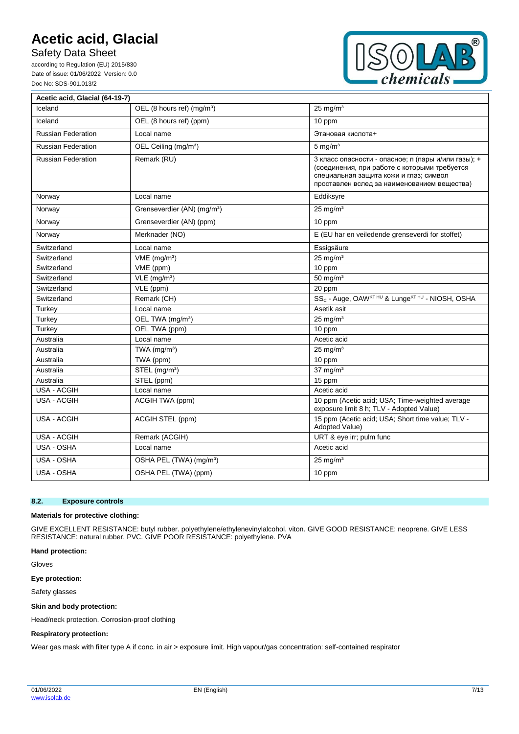| Acetic acid, Glacial (64-19-7) | | |
|---|---|---|
| Iceland | OEL (8 hours ref) (mg/m³) | 25 mg/m³ |
| Iceland | OEL (8 hours ref) (ppm) | 10 ppm |
| Russian Federation | Local name | Этановая кислота+ |
| Russian Federation | OEL Ceiling (mg/m³) | 5 mg/m³ |
| Russian Federation | Remark (RU) | 3 класс опасности - опасное; п (пары и/или газы); + (соединения, при работе с которыми требуется специальная защита кожи и глаз; символ проставлен вслед за наименованием вещества) |
| Norway | Local name | Eddiksyre |
| Norway | Grenseverdier (AN) (mg/m³) | 25 mg/m³ |
| Norway | Grenseverdier (AN) (ppm) | 10 ppm |
| Norway | Merknader (NO) | E (EU har en veiledende grenseverdi for stoffet) |
| Switzerland | Local name | Essigsäure |
| Switzerland | VME (mg/m³) | 25 mg/m³ |
| Switzerland | VME (ppm) | 10 ppm |
| Switzerland | VLE (mg/m³) | 50 mg/m³ |
| Switzerland | VLE (ppm) | 20 ppm |
| Switzerland | Remark (CH) | $SS_C$ - Auge, OAW[KT HU] & Lunge[KT HU] - NIOSH, OSHA |
| Turkey | Local name | Asetik asit |
| Turkey | OEL TWA (mg/m³) | 25 mg/m³ |
| Turkey | OEL TWA (ppm) | 10 ppm |
| Australia | Local name | Acetic acid |
| Australia | TWA (mg/m³) | 25 mg/m³ |
| Australia | TWA (ppm) | 10 ppm |
| Australia | STEL (mg/m³) | 37 mg/m³ |
| Australia | STEL (ppm) | 15 ppm |
| USA - ACGIH | Local name | Acetic acid |
| USA - ACGIH | ACGIH TWA (ppm) | 10 ppm (Acetic acid; USA; Time-weighted average exposure limit 8 h; TLV - Adopted Value) |
| USA - ACGIH | ACGIH STEL (ppm) | 15 ppm (Acetic acid; USA; Short time value; TLV - Adopted Value) |
| USA - ACGIH | Remark (ACGIH) | URT & eye irr; pulm func |
| USA - OSHA | Local name | Acetic acid |
| USA - OSHA | OSHA PEL (TWA) (mg/m³) | 25 mg/m³ |
| USA - OSHA | OSHA PEL (TWA) (ppm) | 10 ppm |

## 8.2. Exposure controls

**Materials for protective clothing:**

GIVE EXCELLENT RESISTANCE: butyl rubber. polyethylene/ethylenevinylalcohol. viton. GIVE GOOD RESISTANCE: neoprene. GIVE LESS RESISTANCE: natural rubber. PVC. GIVE POOR RESISTANCE: polyethylene. PVA

**Hand protection:**

Gloves

**Eye protection:**

Safety glasses

**Skin and body protection:**

Head/neck protection. Corrosion-proof clothing

**Respiratory protection:**

Wear gas mask with filter type A if conc. in air > exposure limit. High vapour/gas concentration: self-contained respirator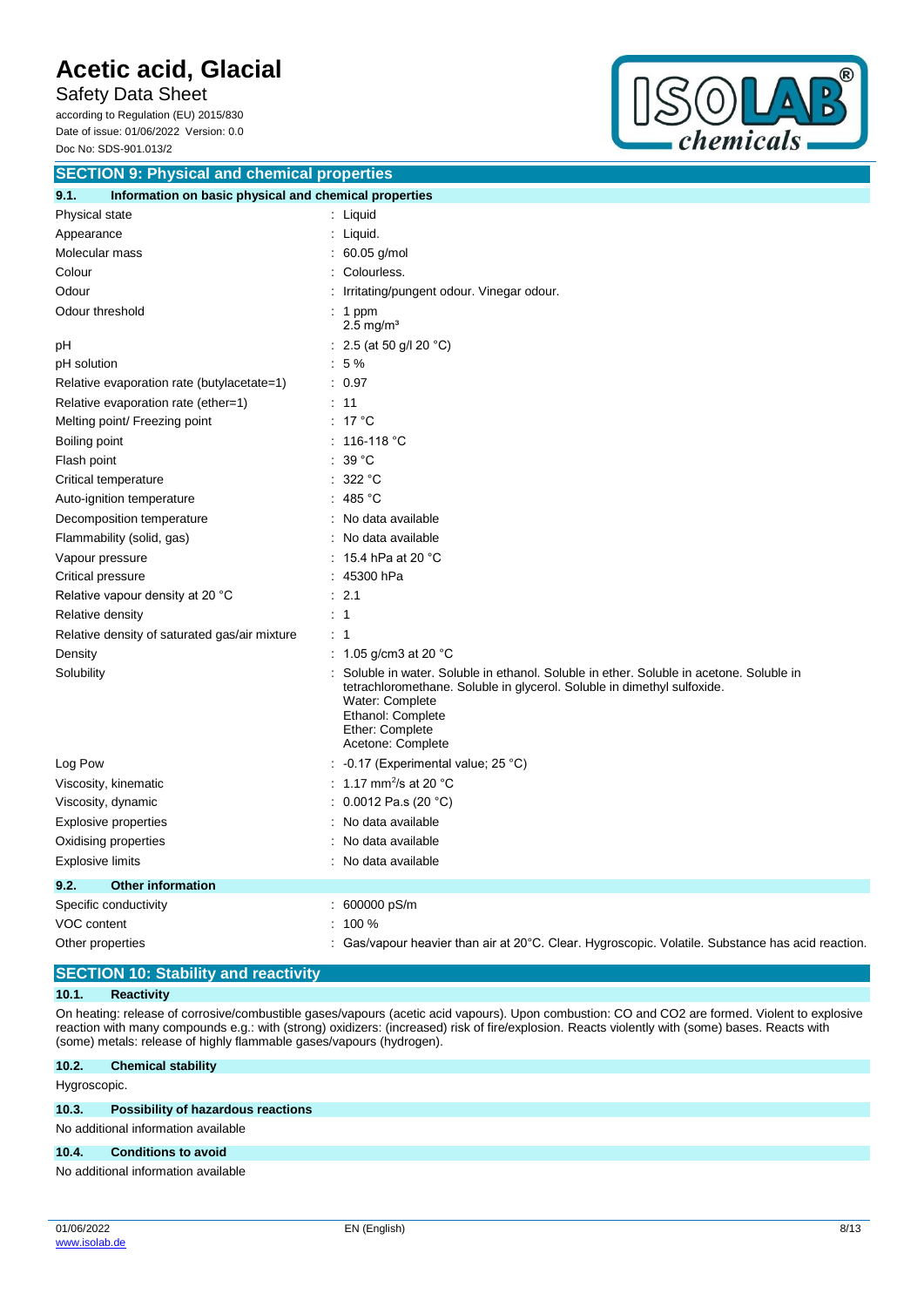## SECTION 9: Physical and chemical properties

### 9.1. Information on basic physical and chemical properties

| Property | Value |
|---|---|
| Physical state | Liquid |
| Appearance | Liquid. |
| Molecular mass | 60.05 g/mol |
| Colour | Colourless. |
| Odour | Irritating/pungent odour. Vinegar odour. |
| Odour threshold | 1 ppm<br>2.5 mg/m³ |
| pH | 2.5 (at 50 g/l 20 °C) |
| pH solution | 5 % |
| Relative evaporation rate (butylacetate=1) | 0.97 |
| Relative evaporation rate (ether=1) | 11 |
| Melting point/ Freezing point | 17 °C |
| Boiling point | 116-118 °C |
| Flash point | 39 °C |
| Critical temperature | 322 °C |
| Auto-ignition temperature | 485 °C |
| Decomposition temperature | No data available |
| Flammability (solid, gas) | No data available |
| Vapour pressure | 15.4 hPa at 20 °C |
| Critical pressure | 45300 hPa |
| Relative vapour density at 20 °C | 2.1 |
| Relative density | 1 |
| Relative density of saturated gas/air mixture | 1 |
| Density | 1.05 g/cm3 at 20 °C |
| Solubility | Soluble in water. Soluble in ethanol. Soluble in ether. Soluble in acetone. Soluble in tetrachloromethane. Soluble in glycerol. Soluble in dimethyl sulfoxide.<br>Water: Complete<br>Ethanol: Complete<br>Ether: Complete<br>Acetone: Complete |
| Log Pow | -0.17 (Experimental value; 25 °C) |
| Viscosity, kinematic | 1.17 $mm^2/s$ at 20 °C |
| Viscosity, dynamic | 0.0012 Pa.s (20 °C) |
| Explosive properties | No data available |
| Oxidising properties | No data available |
| Explosive limits | No data available |

### 9.2. Other information

| Property | Value |
|---|---|
| Specific conductivity | 600000 pS/m |
| VOC content | 100 % |
| Other properties | Gas/vapour heavier than air at 20°C. Clear. Hygroscopic. Volatile. Substance has acid reaction. |

## SECTION 10: Stability and reactivity

### 10.1. Reactivity

On heating: release of corrosive/combustible gases/vapours (acetic acid vapours). Upon combustion: CO and CO2 are formed. Violent to explosive reaction with many compounds e.g.: with (strong) oxidizers: (increased) risk of fire/explosion. Reacts violently with (some) bases. Reacts with (some) metals: release of highly flammable gases/vapours (hydrogen).

### 10.2. Chemical stability

Hygroscopic.

### 10.3. Possibility of hazardous reactions

No additional information available

### 10.4. Conditions to avoid

No additional information available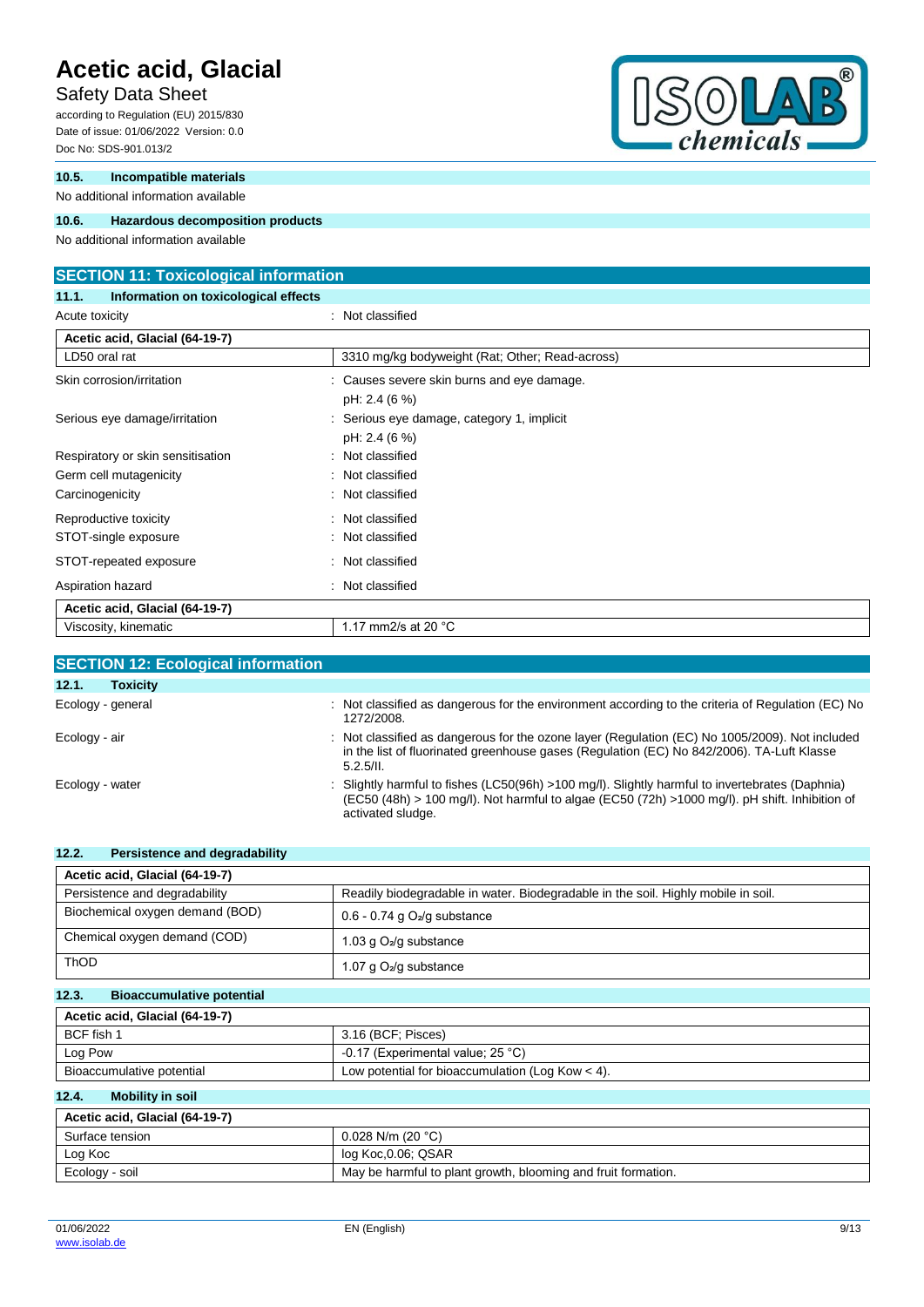### 10.5. Incompatible materials

No additional information available

### 10.6. Hazardous decomposition products

No additional information available

## SECTION 11: Toxicological information

### 11.1. Information on toxicological effects

Acute toxicity : Not classified

| Acetic acid, Glacial (64-19-7) | |
|---|---|
| LD50 oral rat | 3310 mg/kg bodyweight (Rat; Other; Read-across) |

Skin corrosion/irritation : Causes severe skin burns and eye damage.
pH: 2.4 (6 %)

Serious eye damage/irritation : Serious eye damage, category 1, implicit
pH: 2.4 (6 %)

Respiratory or skin sensitisation : Not classified

Germ cell mutagenicity : Not classified

Carcinogenicity : Not classified

Reproductive toxicity : Not classified

STOT-single exposure : Not classified

STOT-repeated exposure : Not classified

Aspiration hazard : Not classified

| Acetic acid, Glacial (64-19-7) | |
|---|---|
| Viscosity, kinematic | 1.17 mm2/s at 20 °C |

## SECTION 12: Ecological information

### 12.1. Toxicity

Ecology - general : Not classified as dangerous for the environment according to the criteria of Regulation (EC) No 1272/2008.

Ecology - air : Not classified as dangerous for the ozone layer (Regulation (EC) No 1005/2009). Not included in the list of fluorinated greenhouse gases (Regulation (EC) No 842/2006). TA-Luft Klasse 5.2.5/II.

Ecology - water : Slightly harmful to fishes (LC50(96h) >100 mg/l). Slightly harmful to invertebrates (Daphnia) (EC50 (48h) > 100 mg/l). Not harmful to algae (EC50 (72h) >1000 mg/l). pH shift. Inhibition of activated sludge.

### 12.2. Persistence and degradability

| Acetic acid, Glacial (64-19-7) | |
|---|---|
| Persistence and degradability | Readily biodegradable in water. Biodegradable in the soil. Highly mobile in soil. |
| Biochemical oxygen demand (BOD) | 0.6 - 0.74 g $O_2$/g substance |
| Chemical oxygen demand (COD) | 1.03 g $O_2$/g substance |
| ThOD | 1.07 g $O_2$/g substance |

### 12.3. Bioaccumulative potential

| Acetic acid, Glacial (64-19-7) | |
|---|---|
| BCF fish 1 | 3.16 (BCF; Pisces) |
| Log Pow | -0.17 (Experimental value; 25 °C) |
| Bioaccumulative potential | Low potential for bioaccumulation (Log Kow < 4). |

### 12.4. Mobility in soil

| Acetic acid, Glacial (64-19-7) | |
|---|---|
| Surface tension | 0.028 N/m (20 °C) |
| Log Koc | log Koc,0.06; QSAR |
| Ecology - soil | May be harmful to plant growth, blooming and fruit formation. |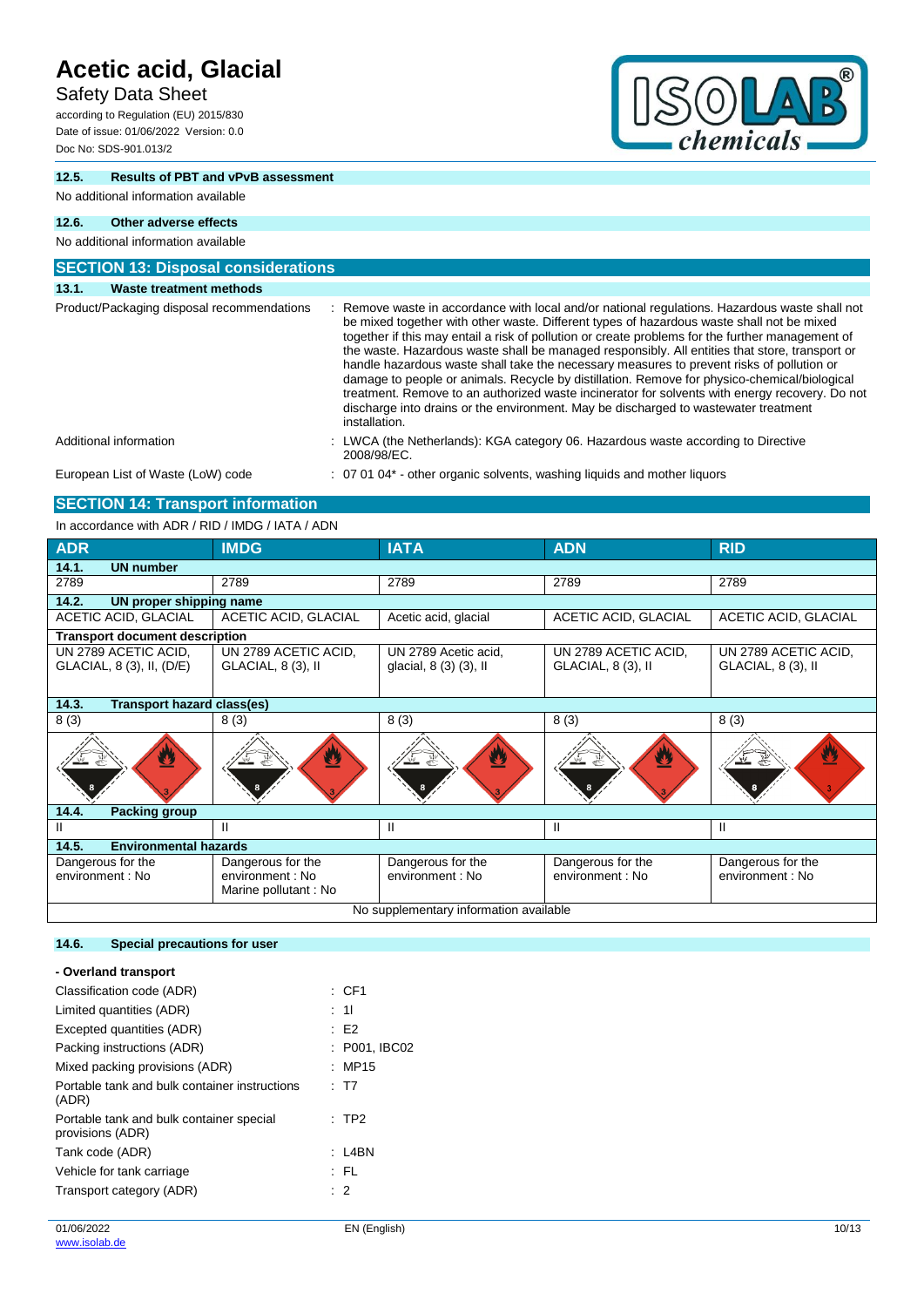### 12.5. Results of PBT and vPvB assessment

No additional information available

### 12.6. Other adverse effects

No additional information available

## SECTION 13: Disposal considerations

### 13.1. Waste treatment methods

Product/Packaging disposal recommendations : Remove waste in accordance with local and/or national regulations. Hazardous waste shall not be mixed together with other waste. Different types of hazardous waste shall not be mixed together if this may entail a risk of pollution or create problems for the further management of the waste. Hazardous waste shall be managed responsibly. All entities that store, transport or handle hazardous waste shall take the necessary measures to prevent risks of pollution or damage to people or animals. Recycle by distillation. Remove for physico-chemical/biological treatment. Remove to an authorized waste incinerator for solvents with energy recovery. Do not discharge into drains or the environment. May be discharged to wastewater treatment installation.

Additional information : LWCA (the Netherlands): KGA category 06. Hazardous waste according to Directive 2008/98/EC.

European List of Waste (LoW) code : 07 01 04* - other organic solvents, washing liquids and mother liquors

## SECTION 14: Transport information

In accordance with ADR / RID / IMDG / IATA / ADN

| ADR | IMDG | IATA | ADN | RID |
|---|---|---|---|---|
| **14.1. UN number** | | | | |
| 2789 | 2789 | 2789 | 2789 | 2789 |
| **14.2. UN proper shipping name** | | | | |
| ACETIC ACID, GLACIAL | ACETIC ACID, GLACIAL | Acetic acid, glacial | ACETIC ACID, GLACIAL | ACETIC ACID, GLACIAL |
| **Transport document description** | | | | |
| UN 2789 ACETIC ACID, GLACIAL, 8 (3), II, (D/E) | UN 2789 ACETIC ACID, GLACIAL, 8 (3), II | UN 2789 Acetic acid, glacial, 8 (3) (3), II | UN 2789 ACETIC ACID, GLACIAL, 8 (3), II | UN 2789 ACETIC ACID, GLACIAL, 8 (3), II |
| **14.3. Transport hazard class(es)** | | | | |
| 8 (3) | 8 (3) | 8 (3) | 8 (3) | 8 (3) |
| **14.4. Packing group** | | | | |
| II | II | II | II | II |
| **14.5. Environmental hazards** | | | | |
| Dangerous for the environment : No | Dangerous for the environment : No<br>Marine pollutant : No | Dangerous for the environment : No | Dangerous for the environment : No | Dangerous for the environment : No |
| No supplementary information available | | | | |

### 14.6. Special precautions for user

**- Overland transport**

Classification code (ADR) : CF1

Limited quantities (ADR) : 1l

Excepted quantities (ADR) : E2

Packing instructions (ADR) : P001, IBC02

Mixed packing provisions (ADR) : MP15

Portable tank and bulk container instructions (ADR) : T7

Portable tank and bulk container special provisions (ADR) : TP2

Tank code (ADR) : L4BN

Vehicle for tank carriage : FL

Transport category (ADR) : 2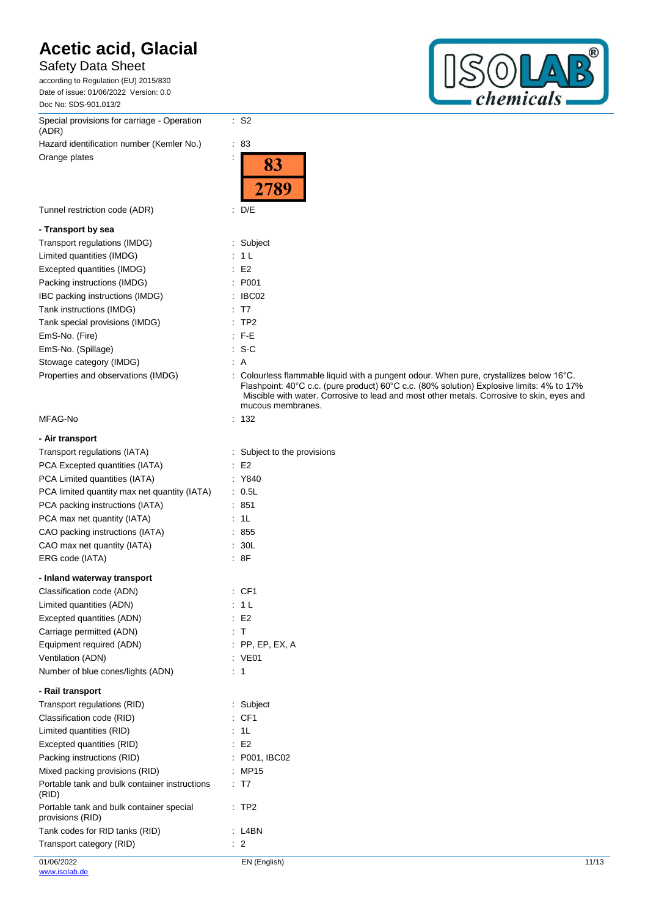| | |
|---|---|
| Special provisions for carriage - Operation (ADR) | : S2 |
| Hazard identification number (Kemler No.) | : 83 |
| Orange plates | : 83 / 2789 |
| Tunnel restriction code (ADR) | : D/E |

**- Transport by sea**

| | |
|---|---|
| Transport regulations (IMDG) | : Subject |
| Limited quantities (IMDG) | : 1 L |
| Excepted quantities (IMDG) | : E2 |
| Packing instructions (IMDG) | : P001 |
| IBC packing instructions (IMDG) | : IBC02 |
| Tank instructions (IMDG) | : T7 |
| Tank special provisions (IMDG) | : TP2 |
| EmS-No. (Fire) | : F-E |
| EmS-No. (Spillage) | : S-C |
| Stowage category (IMDG) | : A |
| Properties and observations (IMDG) | : Colourless flammable liquid with a pungent odour. When pure, crystallizes below 16°C. Flashpoint: 40°C c.c. (pure product) 60°C c.c. (80% solution) Explosive limits: 4% to 17% Miscible with water. Corrosive to lead and most other metals. Corrosive to skin, eyes and mucous membranes. |
| MFAG-No | : 132 |

**- Air transport**

| | |
|---|---|
| Transport regulations (IATA) | : Subject to the provisions |
| PCA Excepted quantities (IATA) | : E2 |
| PCA Limited quantities (IATA) | : Y840 |
| PCA limited quantity max net quantity (IATA) | : 0.5L |
| PCA packing instructions (IATA) | : 851 |
| PCA max net quantity (IATA) | : 1L |
| CAO packing instructions (IATA) | : 855 |
| CAO max net quantity (IATA) | : 30L |
| ERG code (IATA) | : 8F |

**- Inland waterway transport**

| | |
|---|---|
| Classification code (ADN) | : CF1 |
| Limited quantities (ADN) | : 1 L |
| Excepted quantities (ADN) | : E2 |
| Carriage permitted (ADN) | : T |
| Equipment required (ADN) | : PP, EP, EX, A |
| Ventilation (ADN) | : VE01 |
| Number of blue cones/lights (ADN) | : 1 |

**- Rail transport**

| | |
|---|---|
| Transport regulations (RID) | : Subject |
| Classification code (RID) | : CF1 |
| Limited quantities (RID) | : 1L |
| Excepted quantities (RID) | : E2 |
| Packing instructions (RID) | : P001, IBC02 |
| Mixed packing provisions (RID) | : MP15 |
| Portable tank and bulk container instructions (RID) | : T7 |
| Portable tank and bulk container special provisions (RID) | : TP2 |
| Tank codes for RID tanks (RID) | : L4BN |
| Transport category (RID) | : 2 |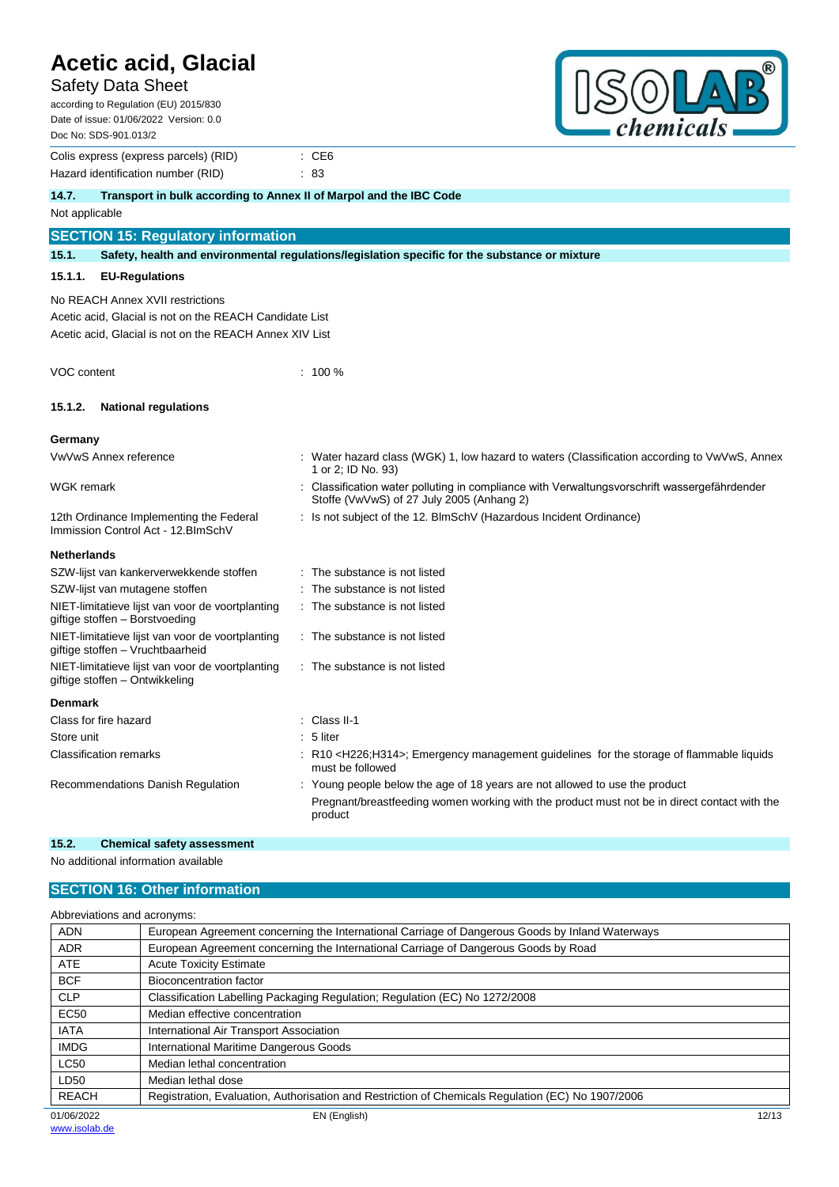| | |
|---|---|
| Colis express (express parcels) (RID) | : CE6 |
| Hazard identification number (RID) | : 83 |

### 14.7. Transport in bulk according to Annex II of Marpol and the IBC Code

Not applicable

## SECTION 15: Regulatory information

### 15.1. Safety, health and environmental regulations/legislation specific for the substance or mixture

#### 15.1.1. EU-Regulations

No REACH Annex XVII restrictions

Acetic acid, Glacial is not on the REACH Candidate List

Acetic acid, Glacial is not on the REACH Annex XIV List

| | |
|---|---|
| VOC content | : 100 % |

#### 15.1.2. National regulations

**Germany**

| | |
|---|---|
| VwVwS Annex reference | : Water hazard class (WGK) 1, low hazard to waters (Classification according to VwVwS, Annex 1 or 2; ID No. 93) |
| WGK remark | : Classification water polluting in compliance with Verwaltungsvorschrift wassergefährdender Stoffe (VwVwS) of 27 July 2005 (Anhang 2) |
| 12th Ordinance Implementing the Federal Immission Control Act - 12.BImSchV | : Is not subject of the 12. BlmSchV (Hazardous Incident Ordinance) |

**Netherlands**

| | |
|---|---|
| SZW-lijst van kankerverwekkende stoffen | : The substance is not listed |
| SZW-lijst van mutagene stoffen | : The substance is not listed |
| NIET-limitatieve lijst van voor de voortplanting giftige stoffen – Borstvoeding | : The substance is not listed |
| NIET-limitatieve lijst van voor de voortplanting giftige stoffen – Vruchtbaarheid | : The substance is not listed |
| NIET-limitatieve lijst van voor de voortplanting giftige stoffen – Ontwikkeling | : The substance is not listed |

**Denmark**

| | |
|---|---|
| Class for fire hazard | : Class II-1 |
| Store unit | : 5 liter |
| Classification remarks | : R10 <H226;H314>; Emergency management guidelines for the storage of flammable liquids must be followed |
| Recommendations Danish Regulation | : Young people below the age of 18 years are not allowed to use the product<br>Pregnant/breastfeeding women working with the product must not be in direct contact with the product |

### 15.2. Chemical safety assessment

No additional information available

## SECTION 16: Other information

Abbreviations and acronyms:

| | |
|---|---|
| ADN | European Agreement concerning the International Carriage of Dangerous Goods by Inland Waterways |
| ADR | European Agreement concerning the International Carriage of Dangerous Goods by Road |
| ATE | Acute Toxicity Estimate |
| BCF | Bioconcentration factor |
| CLP | Classification Labelling Packaging Regulation; Regulation (EC) No 1272/2008 |
| EC50 | Median effective concentration |
| IATA | International Air Transport Association |
| IMDG | International Maritime Dangerous Goods |
| LC50 | Median lethal concentration |
| LD50 | Median lethal dose |
| REACH | Registration, Evaluation, Authorisation and Restriction of Chemicals Regulation (EC) No 1907/2006 |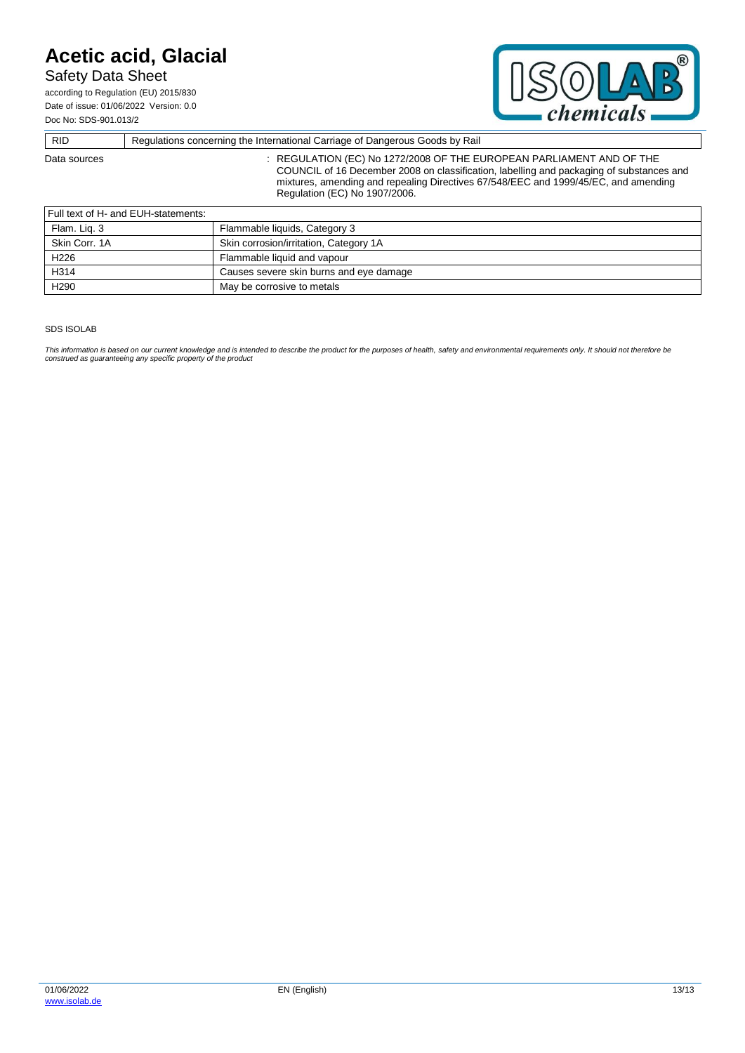| | |
|---|---|
| RID | Regulations concerning the International Carriage of Dangerous Goods by Rail |

Data sources : REGULATION (EC) No 1272/2008 OF THE EUROPEAN PARLIAMENT AND OF THE COUNCIL of 16 December 2008 on classification, labelling and packaging of substances and mixtures, amending and repealing Directives 67/548/EEC and 1999/45/EC, and amending Regulation (EC) No 1907/2006.

| Full text of H- and EUH-statements: | |
|---|---|
| Flam. Liq. 3 | Flammable liquids, Category 3 |
| Skin Corr. 1A | Skin corrosion/irritation, Category 1A |
| H226 | Flammable liquid and vapour |
| H314 | Causes severe skin burns and eye damage |
| H290 | May be corrosive to metals |

SDS ISOLAB

*This information is based on our current knowledge and is intended to describe the product for the purposes of health, safety and environmental requirements only. It should not therefore be construed as guaranteeing any specific property of the product*